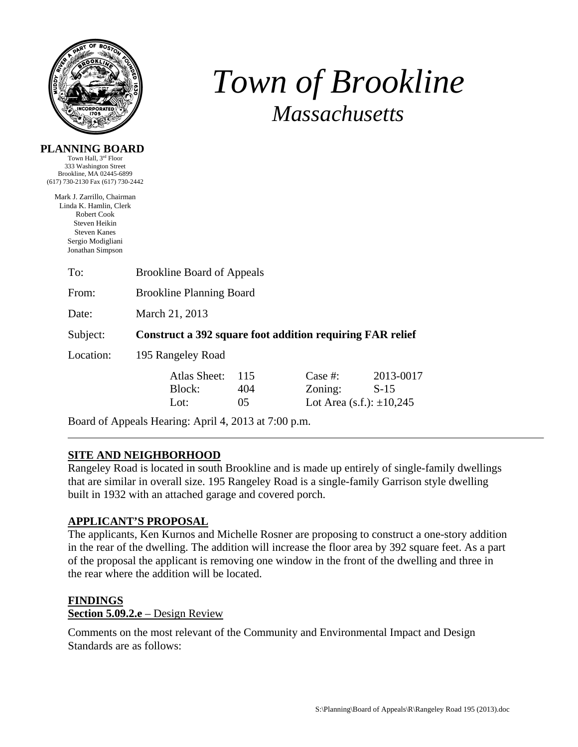# Town of Brookline

## *Massachusetts*

**PLANNING BOARD**
Town Hall, 3rd Floor
333 Washington Street
Brookline, MA 02445-6899
(617) 730-2130 Fax (617) 730-2442

Mark J. Zarrillo, Chairman
Linda K. Hamlin, Clerk
Robert Cook
Steven Heikin
Steven Kanes
Sergio Modigliani
Jonathan Simpson

To: Brookline Board of Appeals

From: Brookline Planning Board

Date: March 21, 2013

Subject: **Construct a 392 square foot addition requiring FAR relief**

Location: 195 Rangeley Road

| | | | |
|---|---|---|---|
| Atlas Sheet: | 115 | Case #: | 2013-0017 |
| Block: | 404 | Zoning: | S-15 |
| Lot: | 05 | Lot Area (s.f.): | ±10,245 |

Board of Appeals Hearing: April 4, 2013 at 7:00 p.m.

---

## SITE AND NEIGHBORHOOD

Rangeley Road is located in south Brookline and is made up entirely of single-family dwellings that are similar in overall size. 195 Rangeley Road is a single-family Garrison style dwelling built in 1932 with an attached garage and covered porch.

## APPLICANT'S PROPOSAL

The applicants, Ken Kurnos and Michelle Rosner are proposing to construct a one-story addition in the rear of the dwelling. The addition will increase the floor area by 392 square feet. As a part of the proposal the applicant is removing one window in the front of the dwelling and three in the rear where the addition will be located.

## FINDINGS

**Section 5.09.2.e** – Design Review

Comments on the most relevant of the Community and Environmental Impact and Design Standards are as follows: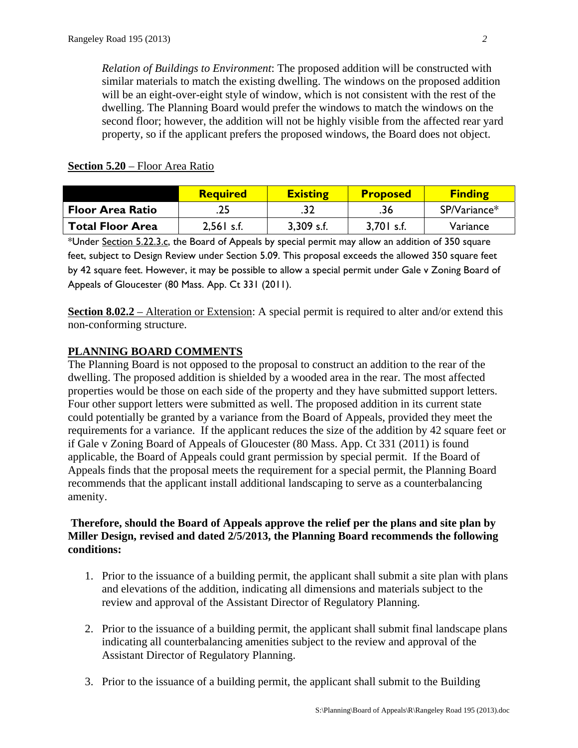*Relation of Buildings to Environment*: The proposed addition will be constructed with similar materials to match the existing dwelling. The windows on the proposed addition will be an eight-over-eight style of window, which is not consistent with the rest of the dwelling. The Planning Board would prefer the windows to match the windows on the second floor; however, the addition will not be highly visible from the affected rear yard property, so if the applicant prefers the proposed windows, the Board does not object.

**Section 5.20** – Floor Area Ratio

| | **Required** | **Existing** | **Proposed** | **Finding** |
|---|---|---|---|---|
| **Floor Area Ratio** | .25 | .32 | .36 | SP/Variance* |
| **Total Floor Area** | 2,561 s.f. | 3,309 s.f. | 3,701 s.f. | Variance |

*Under Section 5.22.3.c, the Board of Appeals by special permit may allow an addition of 350 square feet, subject to Design Review under Section 5.09. This proposal exceeds the allowed 350 square feet by 42 square feet. However, it may be possible to allow a special permit under Gale v Zoning Board of Appeals of Gloucester (80 Mass. App. Ct 331 (2011).

**Section 8.02.2** – Alteration or Extension: A special permit is required to alter and/or extend this non-conforming structure.

**PLANNING BOARD COMMENTS**

The Planning Board is not opposed to the proposal to construct an addition to the rear of the dwelling. The proposed addition is shielded by a wooded area in the rear. The most affected properties would be those on each side of the property and they have submitted support letters. Four other support letters were submitted as well. The proposed addition in its current state could potentially be granted by a variance from the Board of Appeals, provided they meet the requirements for a variance. If the applicant reduces the size of the addition by 42 square feet or if Gale v Zoning Board of Appeals of Gloucester (80 Mass. App. Ct 331 (2011) is found applicable, the Board of Appeals could grant permission by special permit. If the Board of Appeals finds that the proposal meets the requirement for a special permit, the Planning Board recommends that the applicant install additional landscaping to serve as a counterbalancing amenity.

**Therefore, should the Board of Appeals approve the relief per the plans and site plan by Miller Design, revised and dated 2/5/2013, the Planning Board recommends the following conditions:**

1. Prior to the issuance of a building permit, the applicant shall submit a site plan with plans and elevations of the addition, indicating all dimensions and materials subject to the review and approval of the Assistant Director of Regulatory Planning.

2. Prior to the issuance of a building permit, the applicant shall submit final landscape plans indicating all counterbalancing amenities subject to the review and approval of the Assistant Director of Regulatory Planning.

3. Prior to the issuance of a building permit, the applicant shall submit to the Building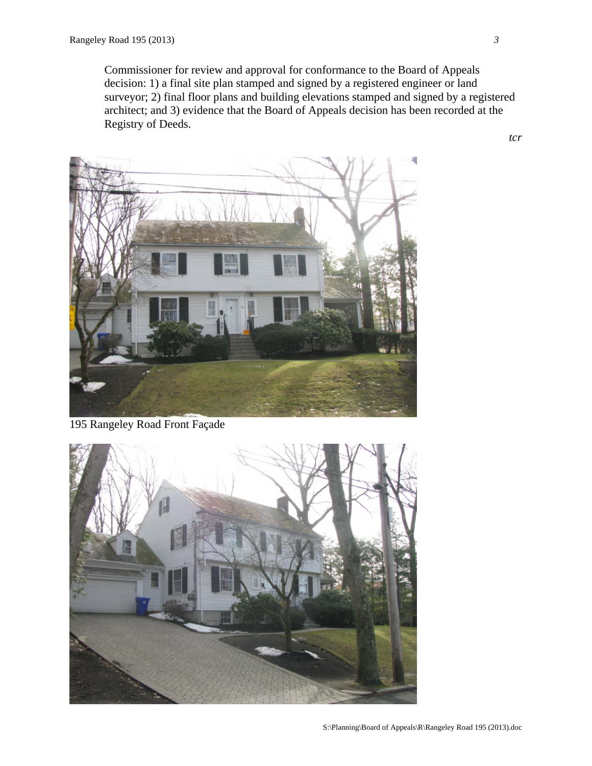Commissioner for review and approval for conformance to the Board of Appeals decision: 1) a final site plan stamped and signed by a registered engineer or land surveyor; 2) final floor plans and building elevations stamped and signed by a registered architect; and 3) evidence that the Board of Appeals decision has been recorded at the Registry of Deeds.

*tcr*

195 Rangeley Road Front Façade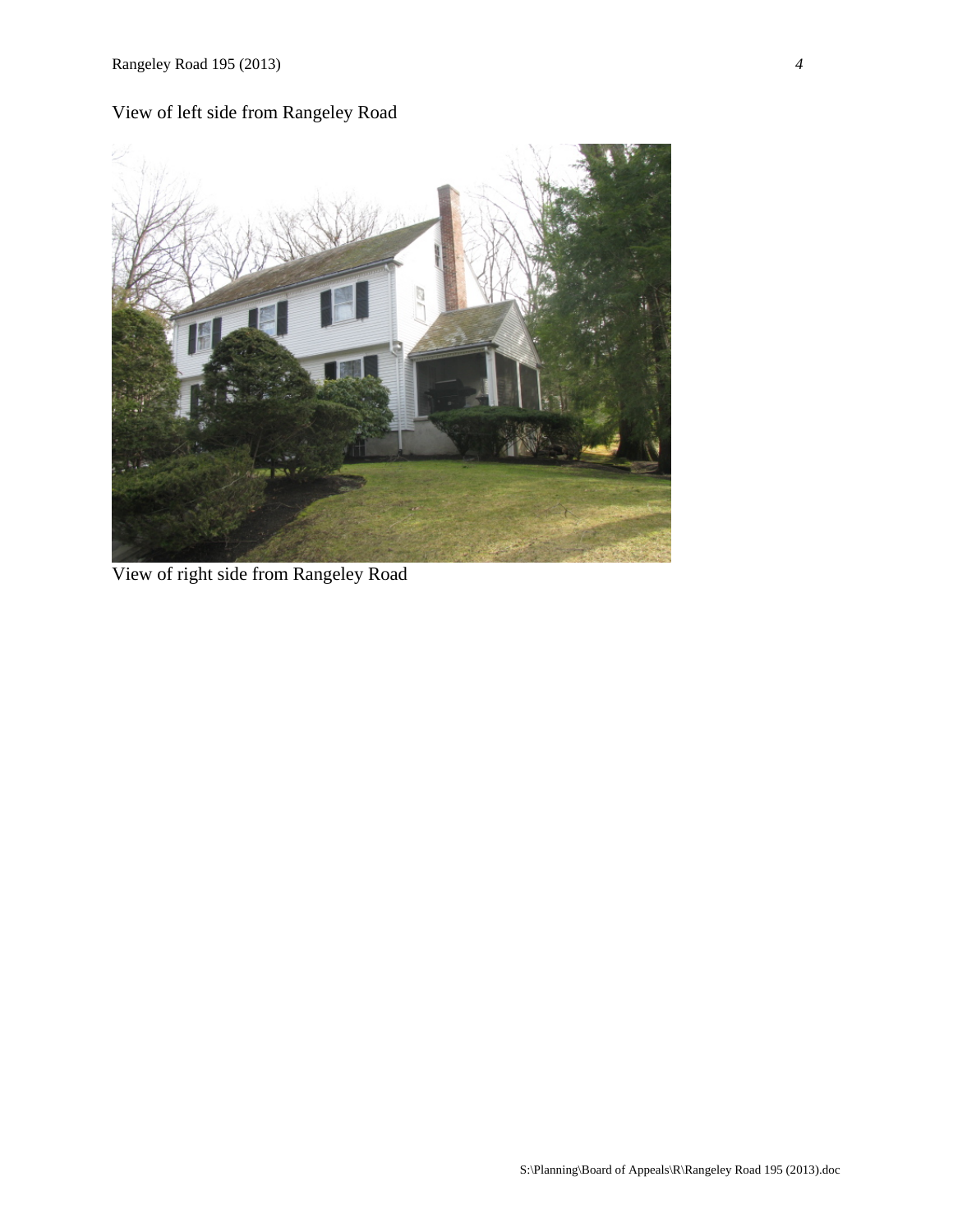View of left side from Rangeley Road

View of right side from Rangeley Road